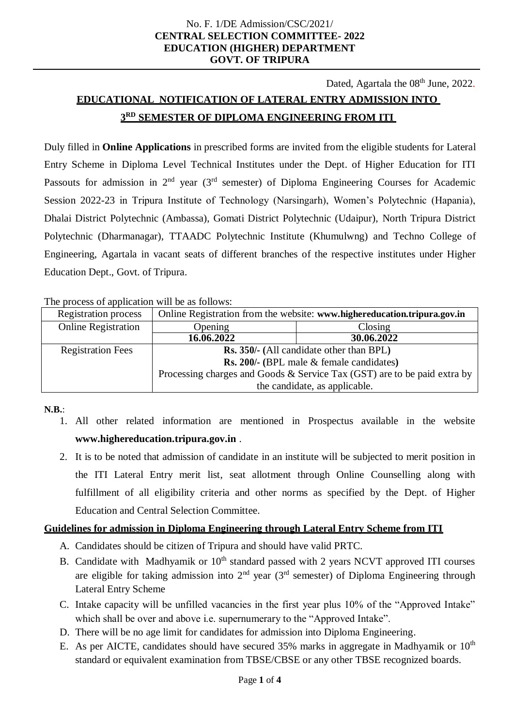No. F. 1/DE Admission/CSC/2021/
**CENTRAL SELECTION COMMITTEE- 2022**
**EDUCATION (HIGHER) DEPARTMENT**
**GOVT. OF TRIPURA**

Dated, Agartala the 08th June, 2022.

## EDUCATIONAL NOTIFICATION OF LATERAL ENTRY ADMISSION INTO 3RD SEMESTER OF DIPLOMA ENGINEERING FROM ITI

Duly filled in **Online Applications** in prescribed forms are invited from the eligible students for Lateral Entry Scheme in Diploma Level Technical Institutes under the Dept. of Higher Education for ITI Passouts for admission in 2nd year (3rd semester) of Diploma Engineering Courses for Academic Session 2022-23 in Tripura Institute of Technology (Narsingarh), Women's Polytechnic (Hapania), Dhalai District Polytechnic (Ambassa), Gomati District Polytechnic (Udaipur), North Tripura District Polytechnic (Dharmanagar), TTAADC Polytechnic Institute (Khumulwng) and Techno College of Engineering, Agartala in vacant seats of different branches of the respective institutes under Higher Education Dept., Govt. of Tripura.

The process of application will be as follows:

| Registration process | Online Registration from the website: **www.highereducation.tripura.gov.in** | |
|---|---|---|
| Online Registration | Opening | Closing |
| | **16.06.2022** | **30.06.2022** |
| Registration Fees | **Rs. 350/- (**All candidate other than BPL**)**<br>**Rs. 200/- (**BPL male & female candidates**)**<br>Processing charges and Goods & Service Tax (GST) are to be paid extra by the candidate, as applicable. | |

**N.B.**:

1. All other related information are mentioned in Prospectus available in the website **www.highereducation.tripura.gov.in** .
2. It is to be noted that admission of candidate in an institute will be subjected to merit position in the ITI Lateral Entry merit list, seat allotment through Online Counselling along with fulfillment of all eligibility criteria and other norms as specified by the Dept. of Higher Education and Central Selection Committee.

### Guidelines for admission in Diploma Engineering through Lateral Entry Scheme from ITI

A. Candidates should be citizen of Tripura and should have valid PRTC.

B. Candidate with Madhyamik or 10th standard passed with 2 years NCVT approved ITI courses are eligible for taking admission into 2nd year (3rd semester) of Diploma Engineering through Lateral Entry Scheme

C. Intake capacity will be unfilled vacancies in the first year plus 10% of the "Approved Intake" which shall be over and above i.e. supernumerary to the "Approved Intake".

D. There will be no age limit for candidates for admission into Diploma Engineering.

E. As per AICTE, candidates should have secured 35% marks in aggregate in Madhyamik or 10th standard or equivalent examination from TBSE/CBSE or any other TBSE recognized boards.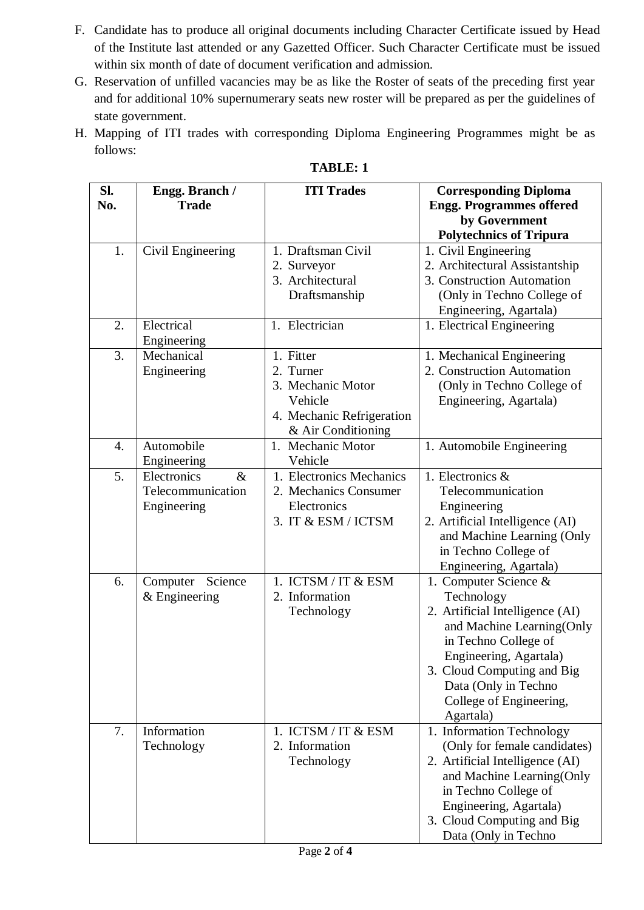F. Candidate has to produce all original documents including Character Certificate issued by Head of the Institute last attended or any Gazetted Officer. Such Character Certificate must be issued within six month of date of document verification and admission.

G. Reservation of unfilled vacancies may be as like the Roster of seats of the preceding first year and for additional 10% supernumerary seats new roster will be prepared as per the guidelines of state government.

H. Mapping of ITI trades with corresponding Diploma Engineering Programmes might be as follows:

**TABLE: 1**

| Sl. No. | Engg. Branch / Trade | ITI Trades | Corresponding Diploma Engg. Programmes offered by Government Polytechnics of Tripura |
|---|---|---|---|
| 1. | Civil Engineering | 1. Draftsman Civil<br>2. Surveyor<br>3. Architectural Draftsmanship | 1. Civil Engineering<br>2. Architectural Assistantship<br>3. Construction Automation (Only in Techno College of Engineering, Agartala) |
| 2. | Electrical Engineering | 1. Electrician | 1. Electrical Engineering |
| 3. | Mechanical Engineering | 1. Fitter<br>2. Turner<br>3. Mechanic Motor Vehicle<br>4. Mechanic Refrigeration & Air Conditioning | 1. Mechanical Engineering<br>2. Construction Automation (Only in Techno College of Engineering, Agartala) |
| 4. | Automobile Engineering | 1. Mechanic Motor Vehicle | 1. Automobile Engineering |
| 5. | Electronics & Telecommunication Engineering | 1. Electronics Mechanics<br>2. Mechanics Consumer Electronics<br>3. IT & ESM / ICTSM | 1. Electronics & Telecommunication Engineering<br>2. Artificial Intelligence (AI) and Machine Learning (Only in Techno College of Engineering, Agartala) |
| 6. | Computer Science & Engineering | 1. ICTSM / IT & ESM<br>2. Information Technology | 1. Computer Science & Technology<br>2. Artificial Intelligence (AI) and Machine Learning(Only in Techno College of Engineering, Agartala)<br>3. Cloud Computing and Big Data (Only in Techno College of Engineering, Agartala) |
| 7. | Information Technology | 1. ICTSM / IT & ESM<br>2. Information Technology | 1. Information Technology (Only for female candidates)<br>2. Artificial Intelligence (AI) and Machine Learning(Only in Techno College of Engineering, Agartala)<br>3. Cloud Computing and Big Data (Only in Techno |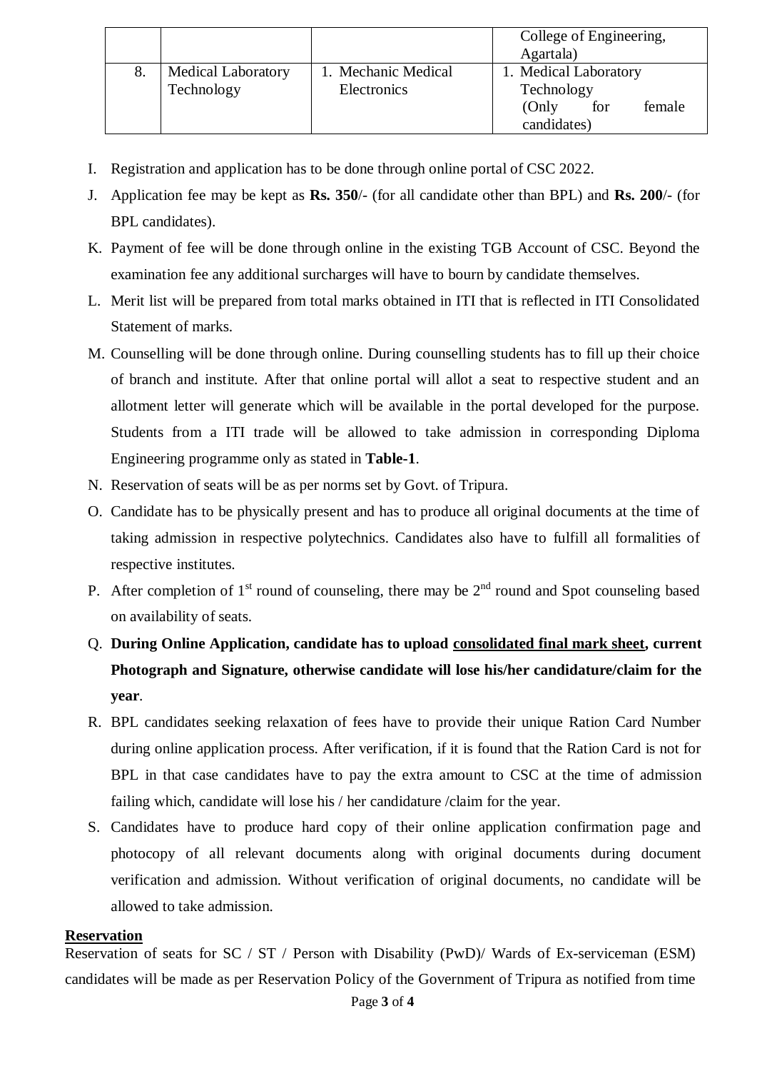| | | | |
|---|---|---|---|
| | | | College of Engineering, Agartala) |
| 8. | Medical Laboratory Technology | 1. Mechanic Medical Electronics | 1. Medical Laboratory Technology (Only for female candidates) |

I. Registration and application has to be done through online portal of CSC 2022.

J. Application fee may be kept as **Rs. 350**/- (for all candidate other than BPL) and **Rs. 200**/- (for BPL candidates).

K. Payment of fee will be done through online in the existing TGB Account of CSC. Beyond the examination fee any additional surcharges will have to bourn by candidate themselves.

L. Merit list will be prepared from total marks obtained in ITI that is reflected in ITI Consolidated Statement of marks.

M. Counselling will be done through online. During counselling students has to fill up their choice of branch and institute. After that online portal will allot a seat to respective student and an allotment letter will generate which will be available in the portal developed for the purpose. Students from a ITI trade will be allowed to take admission in corresponding Diploma Engineering programme only as stated in **Table-1**.

N. Reservation of seats will be as per norms set by Govt. of Tripura.

O. Candidate has to be physically present and has to produce all original documents at the time of taking admission in respective polytechnics. Candidates also have to fulfill all formalities of respective institutes.

P. After completion of 1st round of counseling, there may be 2nd round and Spot counseling based on availability of seats.

Q. **During Online Application, candidate has to upload consolidated final mark sheet, current Photograph and Signature, otherwise candidate will lose his/her candidature/claim for the year**.

R. BPL candidates seeking relaxation of fees have to provide their unique Ration Card Number during online application process. After verification, if it is found that the Ration Card is not for BPL in that case candidates have to pay the extra amount to CSC at the time of admission failing which, candidate will lose his / her candidature /claim for the year.

S. Candidates have to produce hard copy of their online application confirmation page and photocopy of all relevant documents along with original documents during document verification and admission. Without verification of original documents, no candidate will be allowed to take admission.

**Reservation**

Reservation of seats for SC / ST / Person with Disability (PwD)/ Wards of Ex-serviceman (ESM) candidates will be made as per Reservation Policy of the Government of Tripura as notified from time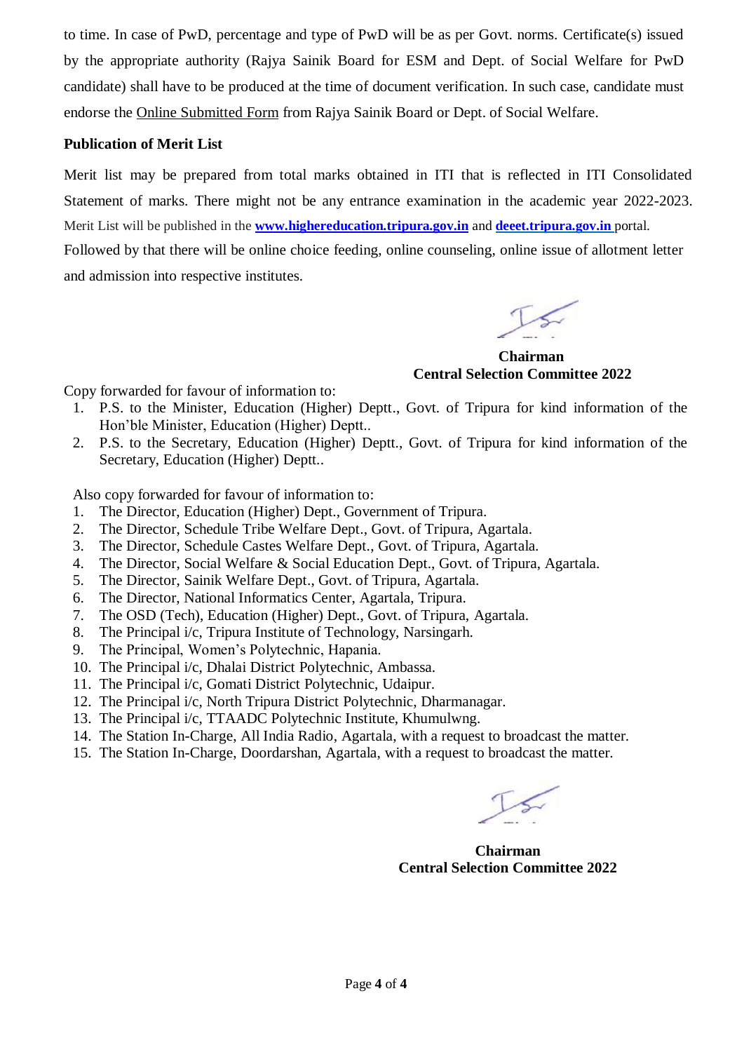to time. In case of PwD, percentage and type of PwD will be as per Govt. norms. Certificate(s) issued by the appropriate authority (Rajya Sainik Board for ESM and Dept. of Social Welfare for PwD candidate) shall have to be produced at the time of document verification. In such case, candidate must endorse the Online Submitted Form from Rajya Sainik Board or Dept. of Social Welfare.

**Publication of Merit List**

Merit list may be prepared from total marks obtained in ITI that is reflected in ITI Consolidated Statement of marks. There might not be any entrance examination in the academic year 2022-2023. Merit List will be published in the **www.highereducation.tripura.gov.in** and **deeet.tripura.gov.in** portal. Followed by that there will be online choice feeding, online counseling, online issue of allotment letter and admission into respective institutes.

**Chairman**
**Central Selection Committee 2022**

Copy forwarded for favour of information to:

1. P.S. to the Minister, Education (Higher) Deptt., Govt. of Tripura for kind information of the Hon'ble Minister, Education (Higher) Deptt..
2. P.S. to the Secretary, Education (Higher) Deptt., Govt. of Tripura for kind information of the Secretary, Education (Higher) Deptt..

Also copy forwarded for favour of information to:

1. The Director, Education (Higher) Dept., Government of Tripura.
2. The Director, Schedule Tribe Welfare Dept., Govt. of Tripura, Agartala.
3. The Director, Schedule Castes Welfare Dept., Govt. of Tripura, Agartala.
4. The Director, Social Welfare & Social Education Dept., Govt. of Tripura, Agartala.
5. The Director, Sainik Welfare Dept., Govt. of Tripura, Agartala.
6. The Director, National Informatics Center, Agartala, Tripura.
7. The OSD (Tech), Education (Higher) Dept., Govt. of Tripura, Agartala.
8. The Principal i/c, Tripura Institute of Technology, Narsingarh.
9. The Principal, Women's Polytechnic, Hapania.
10. The Principal i/c, Dhalai District Polytechnic, Ambassa.
11. The Principal i/c, Gomati District Polytechnic, Udaipur.
12. The Principal i/c, North Tripura District Polytechnic, Dharmanagar.
13. The Principal i/c, TTAADC Polytechnic Institute, Khumulwng.
14. The Station In-Charge, All India Radio, Agartala, with a request to broadcast the matter.
15. The Station In-Charge, Doordarshan, Agartala, with a request to broadcast the matter.

**Chairman**
**Central Selection Committee 2022**